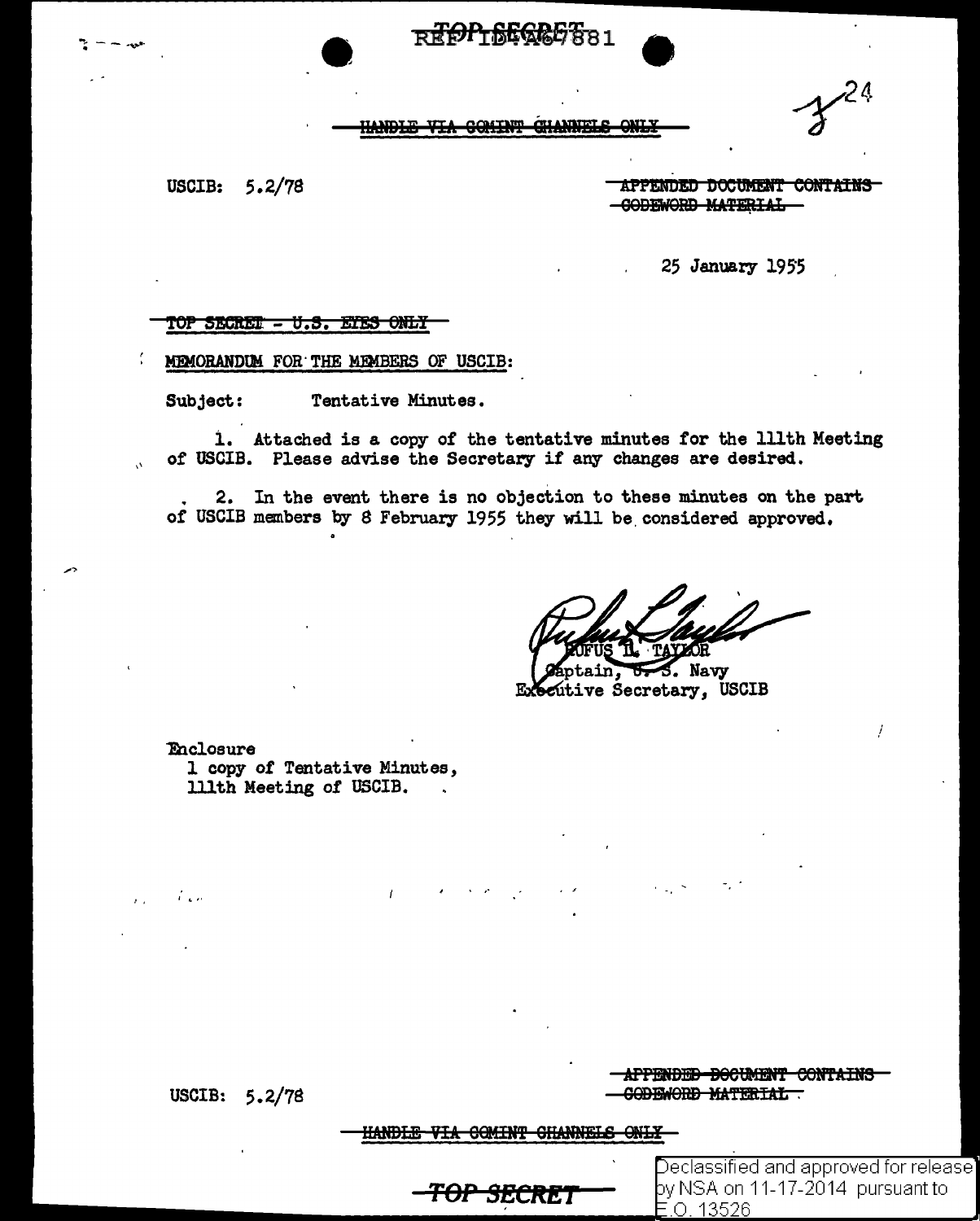TOP SECRET

REF ID:A67881

HANDLE VIA COMINT CHANNELS ONLY

USCIB: 5.2/78

APPENDED DOCUMENT CONTAINS CODEWORD MATERIAL

25 January 1955

TOP SECRET - U.S. EYES ONLY

MEMORANDUM FOR THE MEMBERS OF USCIB:

Subject: Tentative Minutes.

1. Attached is a copy of the tentative minutes for the 111th Meeting of USCIB. Please advise the Secretary if any changes are desired.

2. In the event there is no objection to these minutes on the part of USCIB members by 8 February 1955 they will be considered approved.

RUFUS L. TAYLOR
Captain, U. S. Navy
Executive Secretary, USCIB

Enclosure
1 copy of Tentative Minutes,
111th Meeting of USCIB.

USCIB: 5.2/78

APPENDED DOCUMENT CONTAINS CODEWORD MATERIAL

HANDLE VIA COMINT CHANNELS ONLY

TOP SECRET

Declassified and approved for release by NSA on 11-17-2014 pursuant to E.O. 13526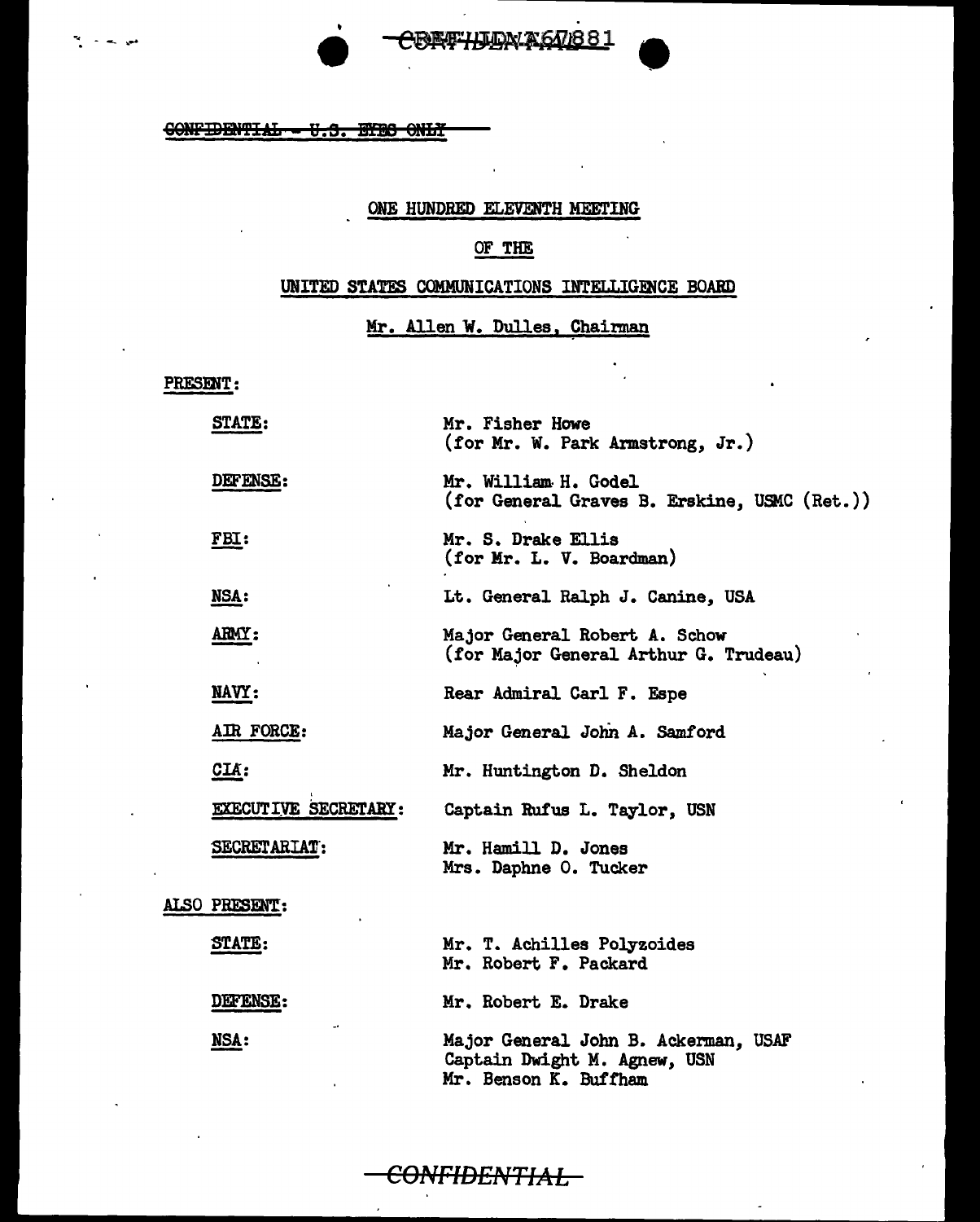CONFIDENTIAL - U.S. EYES ONLY

## ONE HUNDRED ELEVENTH MEETING

## OF THE

## UNITED STATES COMMUNICATIONS INTELLIGENCE BOARD

### Mr. Allen W. Dulles, Chairman

PRESENT:

| | |
|---|---|
| STATE: | Mr. Fisher Howe (for Mr. W. Park Armstrong, Jr.) |
| DEFENSE: | Mr. William H. Godel (for General Graves B. Erskine, USMC (Ret.)) |
| FBI: | Mr. S. Drake Ellis (for Mr. L. V. Boardman) |
| NSA: | Lt. General Ralph J. Canine, USA |
| ARMY: | Major General Robert A. Schow (for Major General Arthur G. Trudeau) |
| NAVY: | Rear Admiral Carl F. Espe |
| AIR FORCE: | Major General John A. Samford |
| CIA: | Mr. Huntington D. Sheldon |
| EXECUTIVE SECRETARY: | Captain Rufus L. Taylor, USN |
| SECRETARIAT: | Mr. Hamill D. Jones<br>Mrs. Daphne O. Tucker |

ALSO PRESENT:

| | |
|---|---|
| STATE: | Mr. T. Achilles Polyzoides<br>Mr. Robert F. Packard |
| DEFENSE: | Mr. Robert E. Drake |
| NSA: | Major General John B. Ackerman, USAF<br>Captain Dwight M. Agnew, USN<br>Mr. Benson K. Buffham |

CONFIDENTIAL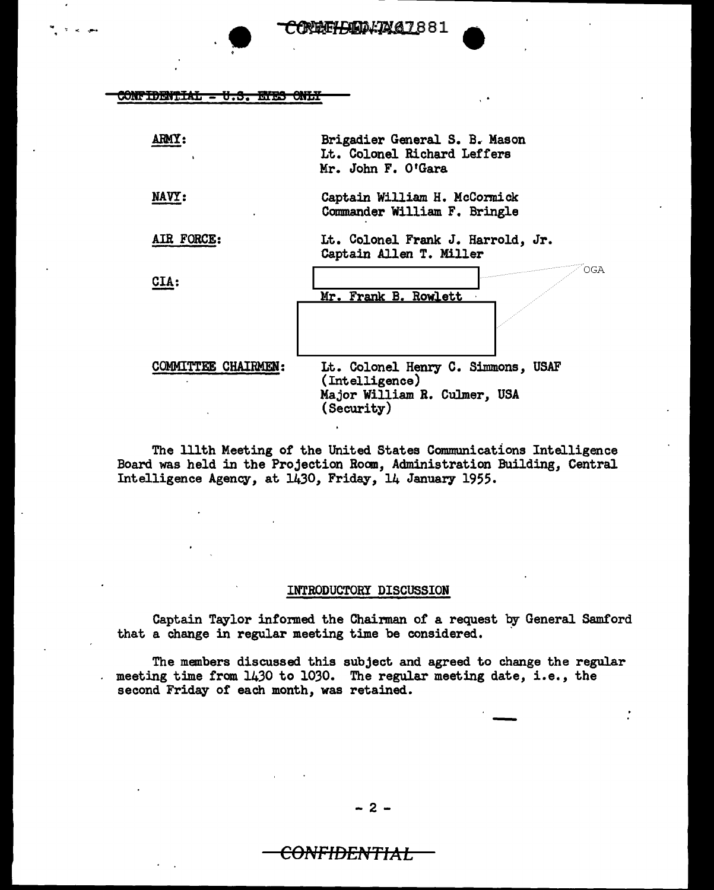CONFIDENTIAL - U.S. EYES ONLY

| | |
|---|---|
| ARMY: | Brigadier General S. B. Mason<br>Lt. Colonel Richard Leffers<br>Mr. John F. O'Gara |
| NAVY: | Captain William H. McCormick<br>Commander William F. Bringle |
| AIR FORCE: | Lt. Colonel Frank J. Harrold, Jr.<br>Captain Allen T. Miller |
| CIA: | [redacted] OGA<br>Mr. Frank B. Rowlett<br>[redacted] |
| COMMITTEE CHAIRMEN: | Lt. Colonel Henry C. Simmons, USAF (Intelligence)<br>Major William R. Culmer, USA (Security) |

The 111th Meeting of the United States Communications Intelligence Board was held in the Projection Room, Administration Building, Central Intelligence Agency, at 1430, Friday, 14 January 1955.

## INTRODUCTORY DISCUSSION

Captain Taylor informed the Chairman of a request by General Samford that a change in regular meeting time be considered.

The members discussed this subject and agreed to change the regular meeting time from 1430 to 1030. The regular meeting date, i.e., the second Friday of each month, was retained.

CONFIDENTIAL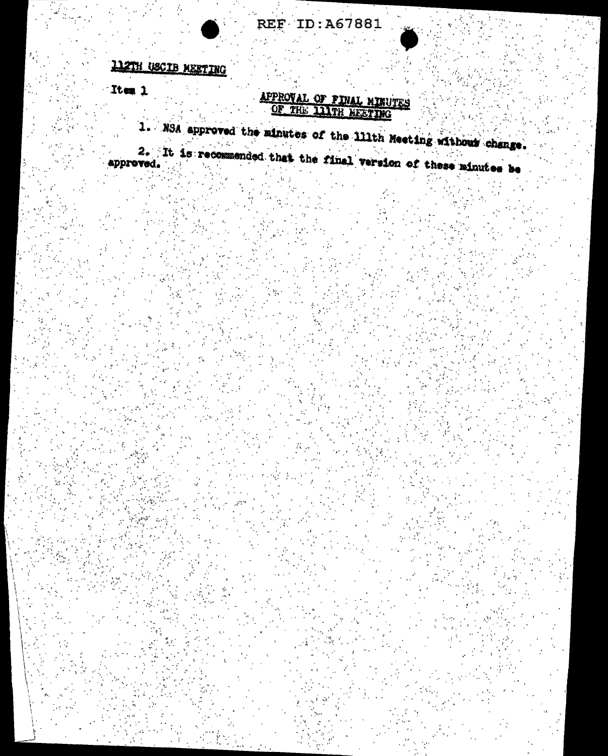112TH USCIB MEETING

Item 1

## APPROVAL OF FINAL MINUTES OF THE 111TH MEETING

1. NSA approved the minutes of the 111th Meeting without change.

2. It is recommended that the final version of these minutes be approved.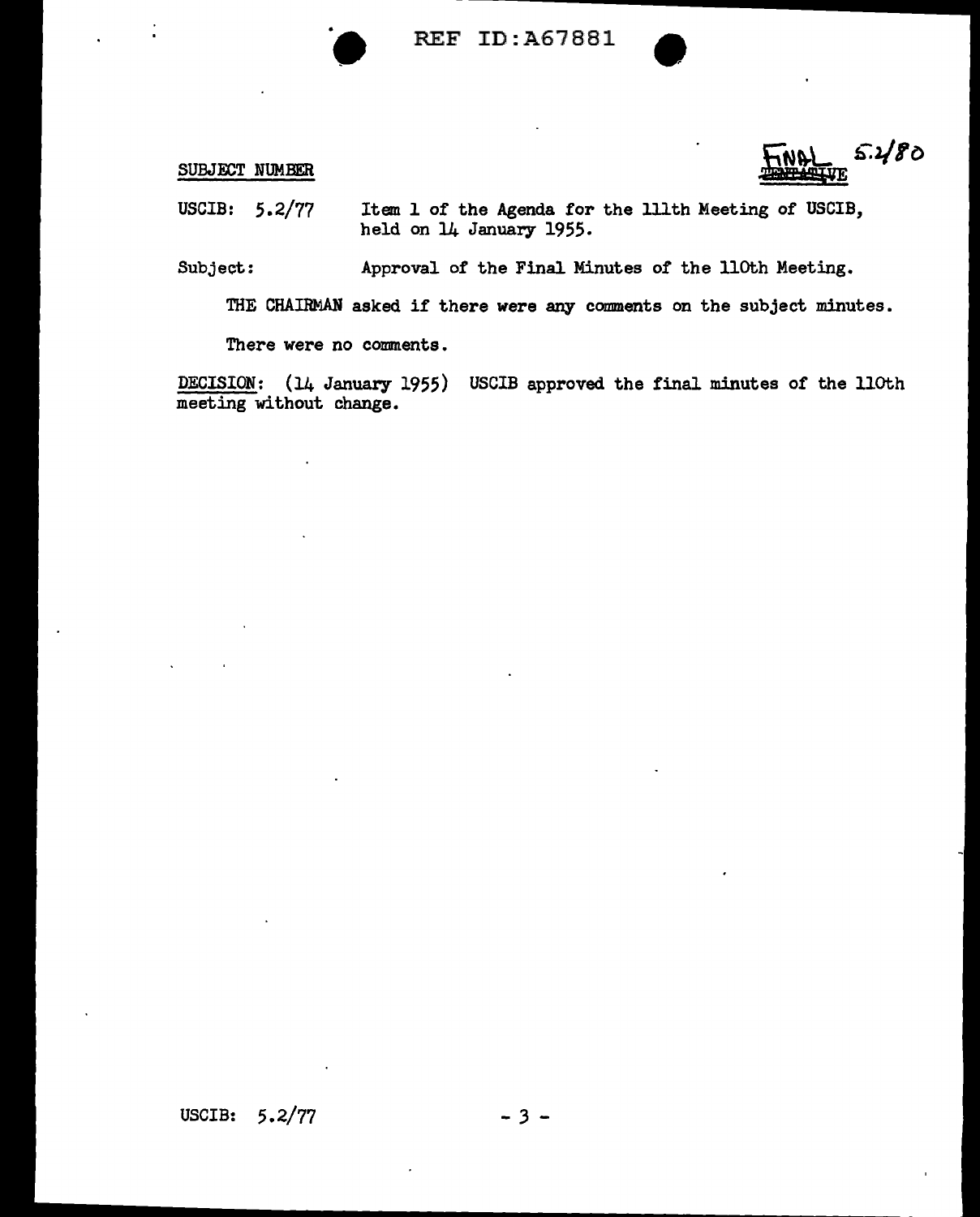SUBJECT NUMBER

FINAL ~~TENTATIVE~~ 5.2/80

USCIB: 5.2/77 Item 1 of the Agenda for the 111th Meeting of USCIB, held on 14 January 1955.

Subject: Approval of the Final Minutes of the 110th Meeting.

THE CHAIRMAN asked if there were any comments on the subject minutes.

There were no comments.

DECISION: (14 January 1955) USCIB approved the final minutes of the 110th meeting without change.

USCIB: 5.2/77